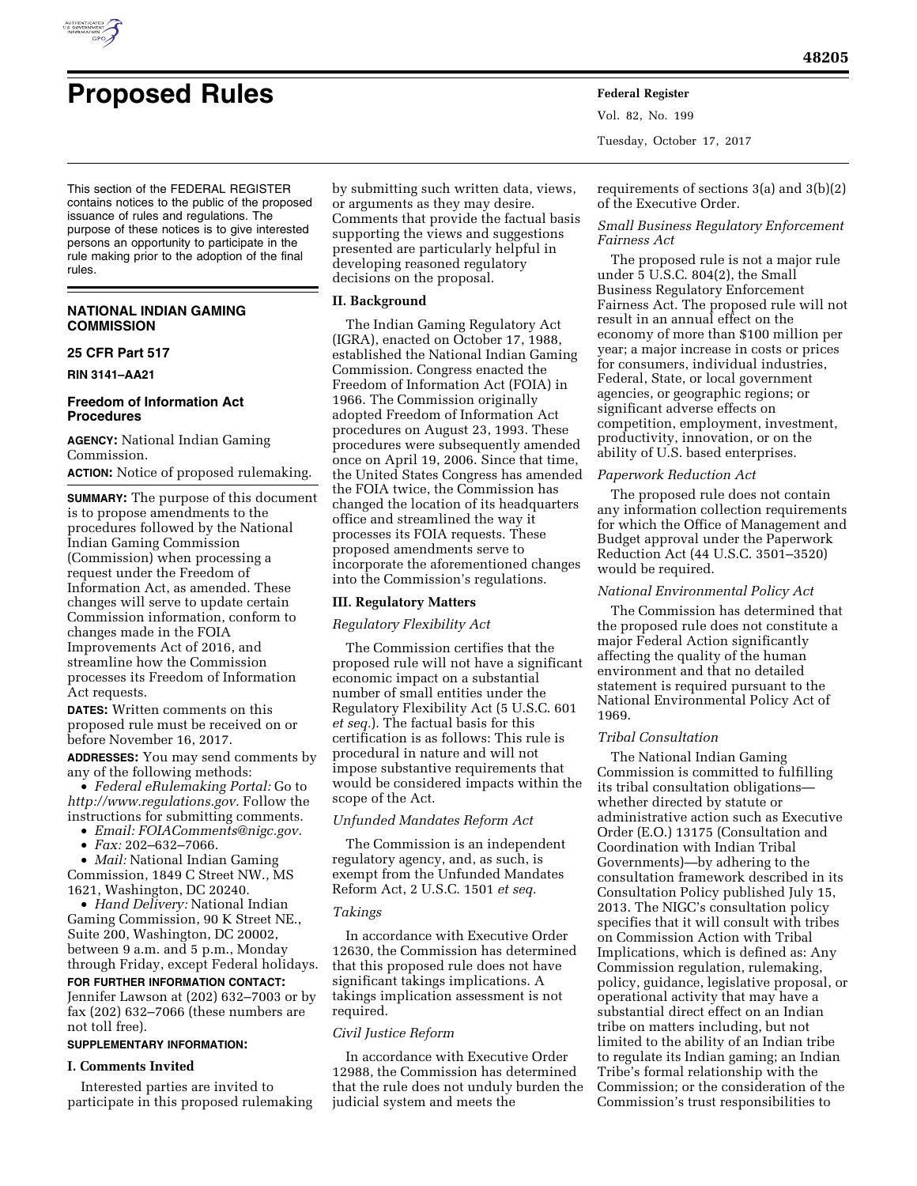# Proposed Rules

This section of the FEDERAL REGISTER contains notices to the public of the proposed issuance of rules and regulations. The purpose of these notices is to give interested persons an opportunity to participate in the rule making prior to the adoption of the final rules.

## NATIONAL INDIAN GAMING COMMISSION

### 25 CFR Part 517

**RIN 3141–AA21**

### Freedom of Information Act Procedures

**AGENCY:** National Indian Gaming Commission.

**ACTION:** Notice of proposed rulemaking.

**SUMMARY:** The purpose of this document is to propose amendments to the procedures followed by the National Indian Gaming Commission (Commission) when processing a request under the Freedom of Information Act, as amended. These changes will serve to update certain Commission information, conform to changes made in the FOIA Improvements Act of 2016, and streamline how the Commission processes its Freedom of Information Act requests.

**DATES:** Written comments on this proposed rule must be received on or before November 16, 2017.

**ADDRESSES:** You may send comments by any of the following methods:

- *Federal eRulemaking Portal:* Go to *http://www.regulations.gov.* Follow the instructions for submitting comments.
- *Email: FOIAComments@nigc.gov.*
- *Fax:* 202–632–7066.
- *Mail:* National Indian Gaming Commission, 1849 C Street NW., MS 1621, Washington, DC 20240.
- *Hand Delivery:* National Indian Gaming Commission, 90 K Street NE., Suite 200, Washington, DC 20002, between 9 a.m. and 5 p.m., Monday through Friday, except Federal holidays.

**FOR FURTHER INFORMATION CONTACT:** Jennifer Lawson at (202) 632–7003 or by fax (202) 632–7066 (these numbers are not toll free).

**SUPPLEMENTARY INFORMATION:**

## I. Comments Invited

Interested parties are invited to participate in this proposed rulemaking by submitting such written data, views, or arguments as they may desire. Comments that provide the factual basis supporting the views and suggestions presented are particularly helpful in developing reasoned regulatory decisions on the proposal.

## II. Background

The Indian Gaming Regulatory Act (IGRA), enacted on October 17, 1988, established the National Indian Gaming Commission. Congress enacted the Freedom of Information Act (FOIA) in 1966. The Commission originally adopted Freedom of Information Act procedures on August 23, 1993. These procedures were subsequently amended once on April 19, 2006. Since that time, the United States Congress has amended the FOIA twice, the Commission has changed the location of its headquarters office and streamlined the way it processes its FOIA requests. These proposed amendments serve to incorporate the aforementioned changes into the Commission's regulations.

## III. Regulatory Matters

*Regulatory Flexibility Act*

The Commission certifies that the proposed rule will not have a significant economic impact on a substantial number of small entities under the Regulatory Flexibility Act (5 U.S.C. 601 *et seq.*). The factual basis for this certification is as follows: This rule is procedural in nature and will not impose substantive requirements that would be considered impacts within the scope of the Act.

*Unfunded Mandates Reform Act*

The Commission is an independent regulatory agency, and, as such, is exempt from the Unfunded Mandates Reform Act, 2 U.S.C. 1501 *et seq.*

*Takings*

In accordance with Executive Order 12630, the Commission has determined that this proposed rule does not have significant takings implications. A takings implication assessment is not required.

*Civil Justice Reform*

In accordance with Executive Order 12988, the Commission has determined that the rule does not unduly burden the judicial system and meets the requirements of sections 3(a) and 3(b)(2) of the Executive Order.

*Small Business Regulatory Enforcement Fairness Act*

The proposed rule is not a major rule under 5 U.S.C. 804(2), the Small Business Regulatory Enforcement Fairness Act. The proposed rule will not result in an annual effect on the economy of more than $100 million per year; a major increase in costs or prices for consumers, individual industries, Federal, State, or local government agencies, or geographic regions; or significant adverse effects on competition, employment, investment, productivity, innovation, or on the ability of U.S. based enterprises.

*Paperwork Reduction Act*

The proposed rule does not contain any information collection requirements for which the Office of Management and Budget approval under the Paperwork Reduction Act (44 U.S.C. 3501–3520) would be required.

*National Environmental Policy Act*

The Commission has determined that the proposed rule does not constitute a major Federal Action significantly affecting the quality of the human environment and that no detailed statement is required pursuant to the National Environmental Policy Act of 1969.

*Tribal Consultation*

The National Indian Gaming Commission is committed to fulfilling its tribal consultation obligations—whether directed by statute or administrative action such as Executive Order (E.O.) 13175 (Consultation and Coordination with Indian Tribal Governments)—by adhering to the consultation framework described in its Consultation Policy published July 15, 2013. The NIGC's consultation policy specifies that it will consult with tribes on Commission Action with Tribal Implications, which is defined as: Any Commission regulation, rulemaking, policy, guidance, legislative proposal, or operational activity that may have a substantial direct effect on an Indian tribe on matters including, but not limited to the ability of an Indian tribe to regulate its Indian gaming; an Indian Tribe's formal relationship with the Commission; or the consideration of the Commission's trust responsibilities to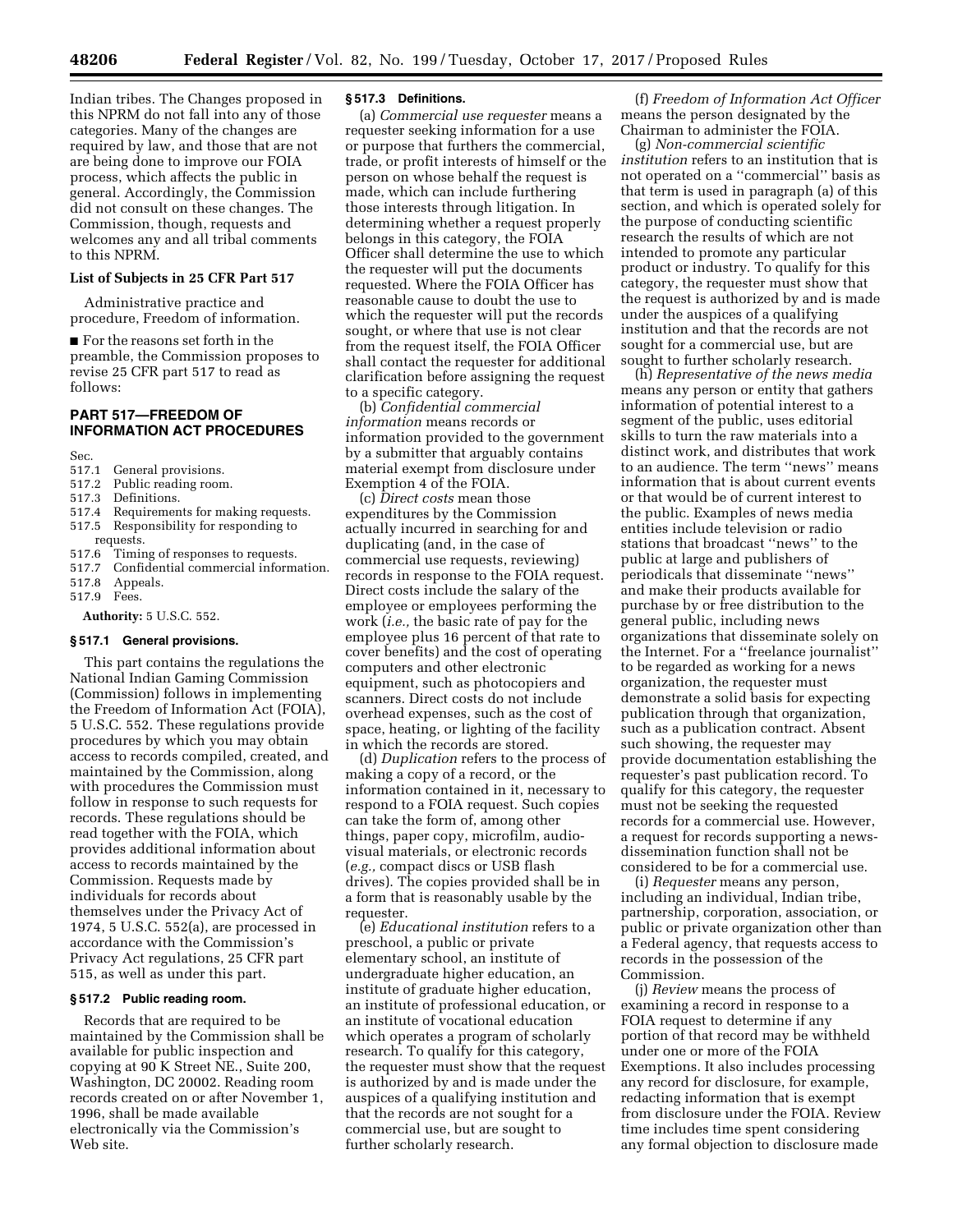Indian tribes. The Changes proposed in this NPRM do not fall into any of those categories. Many of the changes are required by law, and those that are not are being done to improve our FOIA process, which affects the public in general. Accordingly, the Commission did not consult on these changes. The Commission, though, requests and welcomes any and all tribal comments to this NPRM.

**List of Subjects in 25 CFR Part 517**

Administrative practice and procedure, Freedom of information.

■ For the reasons set forth in the preamble, the Commission proposes to revise 25 CFR part 517 to read as follows:

## PART 517—FREEDOM OF INFORMATION ACT PROCEDURES

Sec.
517.1 General provisions.
517.2 Public reading room.
517.3 Definitions.
517.4 Requirements for making requests.
517.5 Responsibility for responding to requests.
517.6 Timing of responses to requests.
517.7 Confidential commercial information.
517.8 Appeals.
517.9 Fees.

**Authority:** 5 U.S.C. 552.

### § 517.1 General provisions.

This part contains the regulations the National Indian Gaming Commission (Commission) follows in implementing the Freedom of Information Act (FOIA), 5 U.S.C. 552. These regulations provide procedures by which you may obtain access to records compiled, created, and maintained by the Commission, along with procedures the Commission must follow in response to such requests for records. These regulations should be read together with the FOIA, which provides additional information about access to records maintained by the Commission. Requests made by individuals for records about themselves under the Privacy Act of 1974, 5 U.S.C. 552(a), are processed in accordance with the Commission's Privacy Act regulations, 25 CFR part 515, as well as under this part.

### § 517.2 Public reading room.

Records that are required to be maintained by the Commission shall be available for public inspection and copying at 90 K Street NE., Suite 200, Washington, DC 20002. Reading room records created on or after November 1, 1996, shall be made available electronically via the Commission's Web site.

### § 517.3 Definitions.

(a) *Commercial use requester* means a requester seeking information for a use or purpose that furthers the commercial, trade, or profit interests of himself or the person on whose behalf the request is made, which can include furthering those interests through litigation. In determining whether a request properly belongs in this category, the FOIA Officer shall determine the use to which the requester will put the documents requested. Where the FOIA Officer has reasonable cause to doubt the use to which the requester will put the records sought, or where that use is not clear from the request itself, the FOIA Officer shall contact the requester for additional clarification before assigning the request to a specific category.

(b) *Confidential commercial information* means records or information provided to the government by a submitter that arguably contains material exempt from disclosure under Exemption 4 of the FOIA.

(c) *Direct costs* mean those expenditures by the Commission actually incurred in searching for and duplicating (and, in the case of commercial use requests, reviewing) records in response to the FOIA request. Direct costs include the salary of the employee or employees performing the work (*i.e.,* the basic rate of pay for the employee plus 16 percent of that rate to cover benefits) and the cost of operating computers and other electronic equipment, such as photocopiers and scanners. Direct costs do not include overhead expenses, such as the cost of space, heating, or lighting of the facility in which the records are stored.

(d) *Duplication* refers to the process of making a copy of a record, or the information contained in it, necessary to respond to a FOIA request. Such copies can take the form of, among other things, paper copy, microfilm, audio-visual materials, or electronic records (*e.g.,* compact discs or USB flash drives). The copies provided shall be in a form that is reasonably usable by the requester.

(e) *Educational institution* refers to a preschool, a public or private elementary school, an institute of undergraduate higher education, an institute of graduate higher education, an institute of professional education, or an institute of vocational education which operates a program of scholarly research. To qualify for this category, the requester must show that the request is authorized by and is made under the auspices of a qualifying institution and that the records are not sought for a commercial use, but are sought to further scholarly research.

(f) *Freedom of Information Act Officer* means the person designated by the Chairman to administer the FOIA.

(g) *Non-commercial scientific institution* refers to an institution that is not operated on a ''commercial'' basis as that term is used in paragraph (a) of this section, and which is operated solely for the purpose of conducting scientific research the results of which are not intended to promote any particular product or industry. To qualify for this category, the requester must show that the request is authorized by and is made under the auspices of a qualifying institution and that the records are not sought for a commercial use, but are sought to further scholarly research.

(h) *Representative of the news media* means any person or entity that gathers information of potential interest to a segment of the public, uses editorial skills to turn the raw materials into a distinct work, and distributes that work to an audience. The term ''news'' means information that is about current events or that would be of current interest to the public. Examples of news media entities include television or radio stations that broadcast ''news'' to the public at large and publishers of periodicals that disseminate ''news'' and make their products available for purchase by or free distribution to the general public, including news organizations that disseminate solely on the Internet. For a ''freelance journalist'' to be regarded as working for a news organization, the requester must demonstrate a solid basis for expecting publication through that organization, such as a publication contract. Absent such showing, the requester may provide documentation establishing the requester's past publication record. To qualify for this category, the requester must not be seeking the requested records for a commercial use. However, a request for records supporting a news-dissemination function shall not be considered to be for a commercial use.

(i) *Requester* means any person, including an individual, Indian tribe, partnership, corporation, association, or public or private organization other than a Federal agency, that requests access to records in the possession of the Commission.

(j) *Review* means the process of examining a record in response to a FOIA request to determine if any portion of that record may be withheld under one or more of the FOIA Exemptions. It also includes processing any record for disclosure, for example, redacting information that is exempt from disclosure under the FOIA. Review time includes time spent considering any formal objection to disclosure made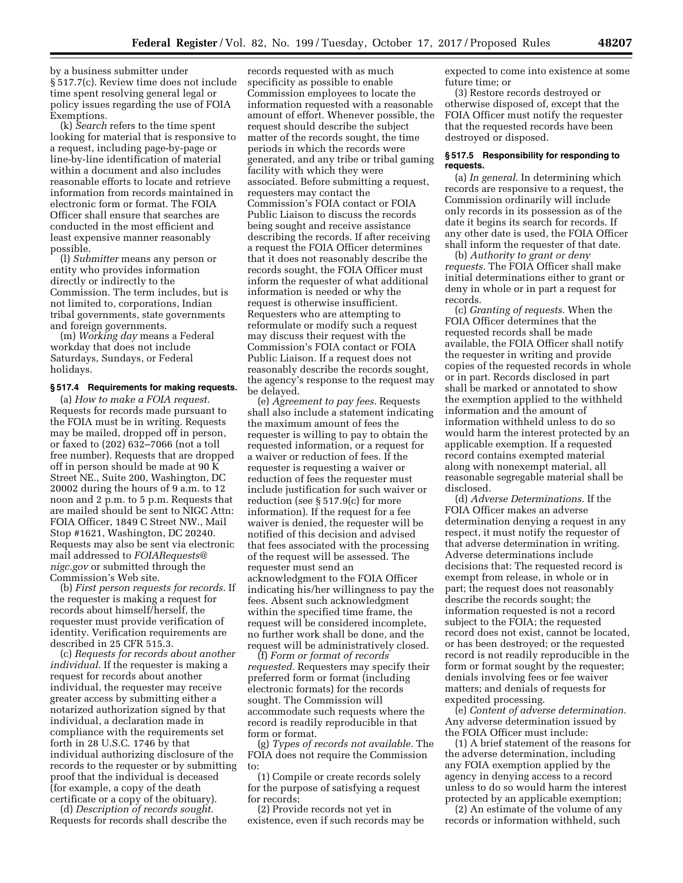by a business submitter under § 517.7(c). Review time does not include time spent resolving general legal or policy issues regarding the use of FOIA Exemptions.

(k) *Search* refers to the time spent looking for material that is responsive to a request, including page-by-page or line-by-line identification of material within a document and also includes reasonable efforts to locate and retrieve information from records maintained in electronic form or format. The FOIA Officer shall ensure that searches are conducted in the most efficient and least expensive manner reasonably possible.

(l) *Submitter* means any person or entity who provides information directly or indirectly to the Commission. The term includes, but is not limited to, corporations, Indian tribal governments, state governments and foreign governments.

(m) *Working day* means a Federal workday that does not include Saturdays, Sundays, or Federal holidays.

### § 517.4 Requirements for making requests.

(a) *How to make a FOIA request.* Requests for records made pursuant to the FOIA must be in writing. Requests may be mailed, dropped off in person, or faxed to (202) 632–7066 (not a toll free number). Requests that are dropped off in person should be made at 90 K Street NE., Suite 200, Washington, DC 20002 during the hours of 9 a.m. to 12 noon and 2 p.m. to 5 p.m. Requests that are mailed should be sent to NIGC Attn: FOIA Officer, 1849 C Street NW., Mail Stop #1621, Washington, DC 20240. Requests may also be sent via electronic mail addressed to *FOIARequests@nigc.gov* or submitted through the Commission's Web site.

(b) *First person requests for records.* If the requester is making a request for records about himself/herself, the requester must provide verification of identity. Verification requirements are described in 25 CFR 515.3.

(c) *Requests for records about another individual.* If the requester is making a request for records about another individual, the requester may receive greater access by submitting either a notarized authorization signed by that individual, a declaration made in compliance with the requirements set forth in 28 U.S.C. 1746 by that individual authorizing disclosure of the records to the requester or by submitting proof that the individual is deceased (for example, a copy of the death certificate or a copy of the obituary).

(d) *Description of records sought.* Requests for records shall describe the records requested with as much specificity as possible to enable Commission employees to locate the information requested with a reasonable amount of effort. Whenever possible, the request should describe the subject matter of the records sought, the time periods in which the records were generated, and any tribe or tribal gaming facility with which they were associated. Before submitting a request, requesters may contact the Commission's FOIA contact or FOIA Public Liaison to discuss the records being sought and receive assistance describing the records. If after receiving a request the FOIA Officer determines that it does not reasonably describe the records sought, the FOIA Officer must inform the requester of what additional information is needed or why the request is otherwise insufficient. Requesters who are attempting to reformulate or modify such a request may discuss their request with the Commission's FOIA contact or FOIA Public Liaison. If a request does not reasonably describe the records sought, the agency's response to the request may be delayed.

(e) *Agreement to pay fees.* Requests shall also include a statement indicating the maximum amount of fees the requester is willing to pay to obtain the requested information, or a request for a waiver or reduction of fees. If the requester is requesting a waiver or reduction of fees the requester must include justification for such waiver or reduction (see § 517.9(c) for more information). If the request for a fee waiver is denied, the requester will be notified of this decision and advised that fees associated with the processing of the request will be assessed. The requester must send an acknowledgment to the FOIA Officer indicating his/her willingness to pay the fees. Absent such acknowledgment within the specified time frame, the request will be considered incomplete, no further work shall be done, and the request will be administratively closed.

(f) *Form or format of records requested.* Requesters may specify their preferred form or format (including electronic formats) for the records sought. The Commission will accommodate such requests where the record is readily reproducible in that form or format.

(g) *Types of records not available.* The FOIA does not require the Commission to:

(1) Compile or create records solely for the purpose of satisfying a request for records;

(2) Provide records not yet in existence, even if such records may be expected to come into existence at some future time; or

(3) Restore records destroyed or otherwise disposed of, except that the FOIA Officer must notify the requester that the requested records have been destroyed or disposed.

### § 517.5 Responsibility for responding to requests.

(a) *In general.* In determining which records are responsive to a request, the Commission ordinarily will include only records in its possession as of the date it begins its search for records. If any other date is used, the FOIA Officer shall inform the requester of that date.

(b) *Authority to grant or deny requests.* The FOIA Officer shall make initial determinations either to grant or deny in whole or in part a request for records.

(c) *Granting of requests.* When the FOIA Officer determines that the requested records shall be made available, the FOIA Officer shall notify the requester in writing and provide copies of the requested records in whole or in part. Records disclosed in part shall be marked or annotated to show the exemption applied to the withheld information and the amount of information withheld unless to do so would harm the interest protected by an applicable exemption. If a requested record contains exempted material along with nonexempt material, all reasonable segregable material shall be disclosed.

(d) *Adverse Determinations.* If the FOIA Officer makes an adverse determination denying a request in any respect, it must notify the requester of that adverse determination in writing. Adverse determinations include decisions that: The requested record is exempt from release, in whole or in part; the request does not reasonably describe the records sought; the information requested is not a record subject to the FOIA; the requested record does not exist, cannot be located, or has been destroyed; or the requested record is not readily reproducible in the form or format sought by the requester; denials involving fees or fee waiver matters; and denials of requests for expedited processing.

(e) *Content of adverse determination.* Any adverse determination issued by the FOIA Officer must include:

(1) A brief statement of the reasons for the adverse determination, including any FOIA exemption applied by the agency in denying access to a record unless to do so would harm the interest protected by an applicable exemption;

(2) An estimate of the volume of any records or information withheld, such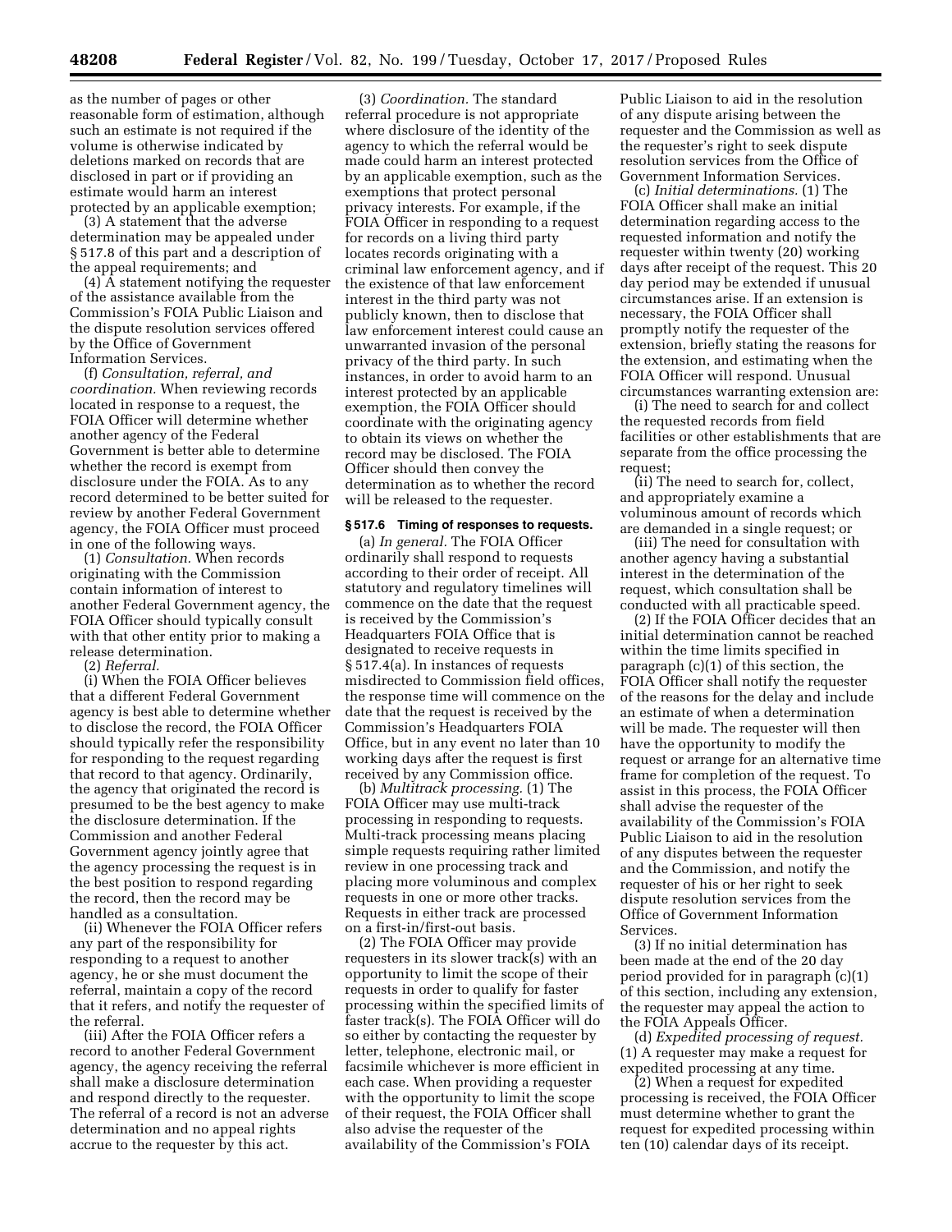as the number of pages or other reasonable form of estimation, although such an estimate is not required if the volume is otherwise indicated by deletions marked on records that are disclosed in part or if providing an estimate would harm an interest protected by an applicable exemption;

(3) A statement that the adverse determination may be appealed under § 517.8 of this part and a description of the appeal requirements; and

(4) A statement notifying the requester of the assistance available from the Commission's FOIA Public Liaison and the dispute resolution services offered by the Office of Government Information Services.

(f) *Consultation, referral, and coordination.* When reviewing records located in response to a request, the FOIA Officer will determine whether another agency of the Federal Government is better able to determine whether the record is exempt from disclosure under the FOIA. As to any record determined to be better suited for review by another Federal Government agency, the FOIA Officer must proceed in one of the following ways.

(1) *Consultation.* When records originating with the Commission contain information of interest to another Federal Government agency, the FOIA Officer should typically consult with that other entity prior to making a release determination.

(2) *Referral.*

(i) When the FOIA Officer believes that a different Federal Government agency is best able to determine whether to disclose the record, the FOIA Officer should typically refer the responsibility for responding to the request regarding that record to that agency. Ordinarily, the agency that originated the record is presumed to be the best agency to make the disclosure determination. If the Commission and another Federal Government agency jointly agree that the agency processing the request is in the best position to respond regarding the record, then the record may be handled as a consultation.

(ii) Whenever the FOIA Officer refers any part of the responsibility for responding to a request to another agency, he or she must document the referral, maintain a copy of the record that it refers, and notify the requester of the referral.

(iii) After the FOIA Officer refers a record to another Federal Government agency, the agency receiving the referral shall make a disclosure determination and respond directly to the requester. The referral of a record is not an adverse determination and no appeal rights accrue to the requester by this act.

(3) *Coordination.* The standard referral procedure is not appropriate where disclosure of the identity of the agency to which the referral would be made could harm an interest protected by an applicable exemption, such as the exemptions that protect personal privacy interests. For example, if the FOIA Officer in responding to a request for records on a living third party locates records originating with a criminal law enforcement agency, and if the existence of that law enforcement interest in the third party was not publicly known, then to disclose that law enforcement interest could cause an unwarranted invasion of the personal privacy of the third party. In such instances, in order to avoid harm to an interest protected by an applicable exemption, the FOIA Officer should coordinate with the originating agency to obtain its views on whether the record may be disclosed. The FOIA Officer should then convey the determination as to whether the record will be released to the requester.

**§ 517.6 Timing of responses to requests.**

(a) *In general.* The FOIA Officer ordinarily shall respond to requests according to their order of receipt. All statutory and regulatory timelines will commence on the date that the request is received by the Commission's Headquarters FOIA Office that is designated to receive requests in § 517.4(a). In instances of requests misdirected to Commission field offices, the response time will commence on the date that the request is received by the Commission's Headquarters FOIA Office, but in any event no later than 10 working days after the request is first received by any Commission office.

(b) *Multitrack processing.* (1) The FOIA Officer may use multi-track processing in responding to requests. Multi-track processing means placing simple requests requiring rather limited review in one processing track and placing more voluminous and complex requests in one or more other tracks. Requests in either track are processed on a first-in/first-out basis.

(2) The FOIA Officer may provide requesters in its slower track(s) with an opportunity to limit the scope of their requests in order to qualify for faster processing within the specified limits of faster track(s). The FOIA Officer will do so either by contacting the requester by letter, telephone, electronic mail, or facsimile whichever is more efficient in each case. When providing a requester with the opportunity to limit the scope of their request, the FOIA Officer shall also advise the requester of the availability of the Commission's FOIA Public Liaison to aid in the resolution of any dispute arising between the requester and the Commission as well as the requester's right to seek dispute resolution services from the Office of Government Information Services.

(c) *Initial determinations.* (1) The FOIA Officer shall make an initial determination regarding access to the requested information and notify the requester within twenty (20) working days after receipt of the request. This 20 day period may be extended if unusual circumstances arise. If an extension is necessary, the FOIA Officer shall promptly notify the requester of the extension, briefly stating the reasons for the extension, and estimating when the FOIA Officer will respond. Unusual circumstances warranting extension are:

(i) The need to search for and collect the requested records from field facilities or other establishments that are separate from the office processing the request;

(ii) The need to search for, collect, and appropriately examine a voluminous amount of records which are demanded in a single request; or

(iii) The need for consultation with another agency having a substantial interest in the determination of the request, which consultation shall be conducted with all practicable speed.

(2) If the FOIA Officer decides that an initial determination cannot be reached within the time limits specified in paragraph (c)(1) of this section, the FOIA Officer shall notify the requester of the reasons for the delay and include an estimate of when a determination will be made. The requester will then have the opportunity to modify the request or arrange for an alternative time frame for completion of the request. To assist in this process, the FOIA Officer shall advise the requester of the availability of the Commission's FOIA Public Liaison to aid in the resolution of any disputes between the requester and the Commission, and notify the requester of his or her right to seek dispute resolution services from the Office of Government Information Services.

(3) If no initial determination has been made at the end of the 20 day period provided for in paragraph (c)(1) of this section, including any extension, the requester may appeal the action to the FOIA Appeals Officer.

(d) *Expedited processing of request.* (1) A requester may make a request for expedited processing at any time.

(2) When a request for expedited processing is received, the FOIA Officer must determine whether to grant the request for expedited processing within ten (10) calendar days of its receipt.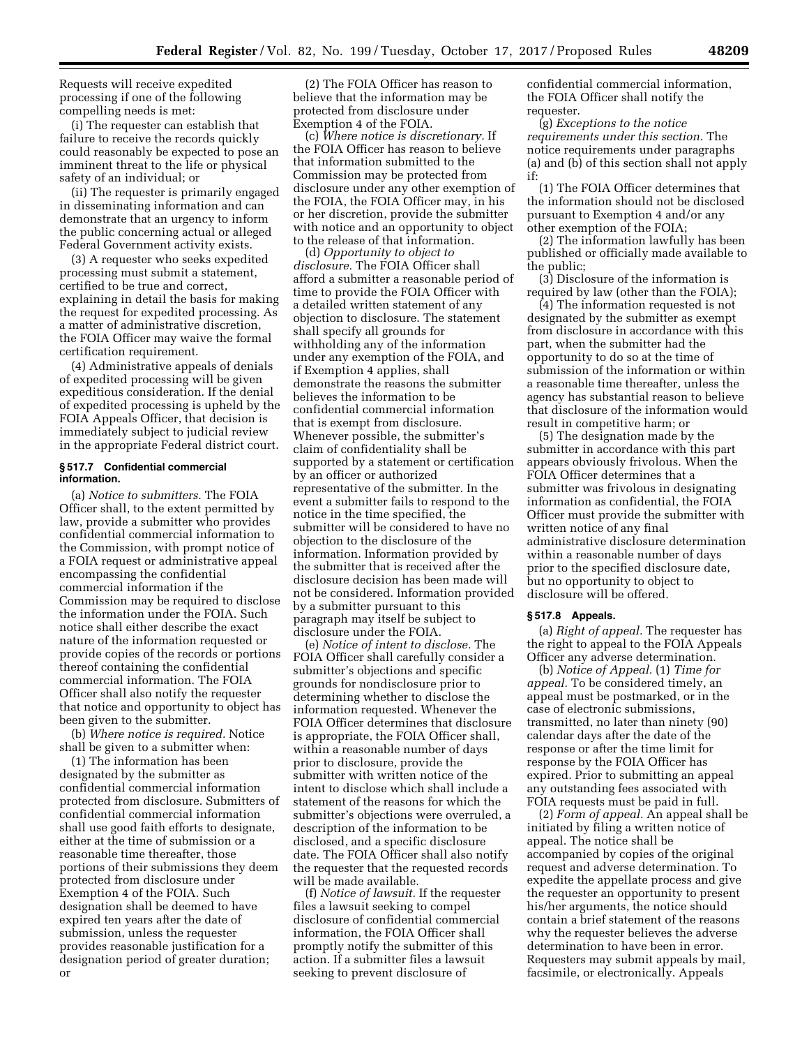Requests will receive expedited processing if one of the following compelling needs is met:

(i) The requester can establish that failure to receive the records quickly could reasonably be expected to pose an imminent threat to the life or physical safety of an individual; or

(ii) The requester is primarily engaged in disseminating information and can demonstrate that an urgency to inform the public concerning actual or alleged Federal Government activity exists.

(3) A requester who seeks expedited processing must submit a statement, certified to be true and correct, explaining in detail the basis for making the request for expedited processing. As a matter of administrative discretion, the FOIA Officer may waive the formal certification requirement.

(4) Administrative appeals of denials of expedited processing will be given expeditious consideration. If the denial of expedited processing is upheld by the FOIA Appeals Officer, that decision is immediately subject to judicial review in the appropriate Federal district court.

### § 517.7 Confidential commercial information.

(a) *Notice to submitters.* The FOIA Officer shall, to the extent permitted by law, provide a submitter who provides confidential commercial information to the Commission, with prompt notice of a FOIA request or administrative appeal encompassing the confidential commercial information if the Commission may be required to disclose the information under the FOIA. Such notice shall either describe the exact nature of the information requested or provide copies of the records or portions thereof containing the confidential commercial information. The FOIA Officer shall also notify the requester that notice and opportunity to object has been given to the submitter.

(b) *Where notice is required.* Notice shall be given to a submitter when:

(1) The information has been designated by the submitter as confidential commercial information protected from disclosure. Submitters of confidential commercial information shall use good faith efforts to designate, either at the time of submission or a reasonable time thereafter, those portions of their submissions they deem protected from disclosure under Exemption 4 of the FOIA. Such designation shall be deemed to have expired ten years after the date of submission, unless the requester provides reasonable justification for a designation period of greater duration; or

(2) The FOIA Officer has reason to believe that the information may be protected from disclosure under Exemption 4 of the FOIA.

(c) *Where notice is discretionary.* If the FOIA Officer has reason to believe that information submitted to the Commission may be protected from disclosure under any other exemption of the FOIA, the FOIA Officer may, in his or her discretion, provide the submitter with notice and an opportunity to object to the release of that information.

(d) *Opportunity to object to disclosure.* The FOIA Officer shall afford a submitter a reasonable period of time to provide the FOIA Officer with a detailed written statement of any objection to disclosure. The statement shall specify all grounds for withholding any of the information under any exemption of the FOIA, and if Exemption 4 applies, shall demonstrate the reasons the submitter believes the information to be confidential commercial information that is exempt from disclosure. Whenever possible, the submitter's claim of confidentiality shall be supported by a statement or certification by an officer or authorized representative of the submitter. In the event a submitter fails to respond to the notice in the time specified, the submitter will be considered to have no objection to the disclosure of the information. Information provided by the submitter that is received after the disclosure decision has been made will not be considered. Information provided by a submitter pursuant to this paragraph may itself be subject to disclosure under the FOIA.

(e) *Notice of intent to disclose.* The FOIA Officer shall carefully consider a submitter's objections and specific grounds for nondisclosure prior to determining whether to disclose the information requested. Whenever the FOIA Officer determines that disclosure is appropriate, the FOIA Officer shall, within a reasonable number of days prior to disclosure, provide the submitter with written notice of the intent to disclose which shall include a statement of the reasons for which the submitter's objections were overruled, a description of the information to be disclosed, and a specific disclosure date. The FOIA Officer shall also notify the requester that the requested records will be made available.

(f) *Notice of lawsuit.* If the requester files a lawsuit seeking to compel disclosure of confidential commercial information, the FOIA Officer shall promptly notify the submitter of this action. If a submitter files a lawsuit seeking to prevent disclosure of confidential commercial information, the FOIA Officer shall notify the requester.

(g) *Exceptions to the notice requirements under this section.* The notice requirements under paragraphs (a) and (b) of this section shall not apply if:

(1) The FOIA Officer determines that the information should not be disclosed pursuant to Exemption 4 and/or any other exemption of the FOIA;

(2) The information lawfully has been published or officially made available to the public;

(3) Disclosure of the information is required by law (other than the FOIA);

(4) The information requested is not designated by the submitter as exempt from disclosure in accordance with this part, when the submitter had the opportunity to do so at the time of submission of the information or within a reasonable time thereafter, unless the agency has substantial reason to believe that disclosure of the information would result in competitive harm; or

(5) The designation made by the submitter in accordance with this part appears obviously frivolous. When the FOIA Officer determines that a submitter was frivolous in designating information as confidential, the FOIA Officer must provide the submitter with written notice of any final administrative disclosure determination within a reasonable number of days prior to the specified disclosure date, but no opportunity to object to disclosure will be offered.

### § 517.8 Appeals.

(a) *Right of appeal.* The requester has the right to appeal to the FOIA Appeals Officer any adverse determination.

(b) *Notice of Appeal.* (1) *Time for appeal.* To be considered timely, an appeal must be postmarked, or in the case of electronic submissions, transmitted, no later than ninety (90) calendar days after the date of the response or after the time limit for response by the FOIA Officer has expired. Prior to submitting an appeal any outstanding fees associated with FOIA requests must be paid in full.

(2) *Form of appeal.* An appeal shall be initiated by filing a written notice of appeal. The notice shall be accompanied by copies of the original request and adverse determination. To expedite the appellate process and give the requester an opportunity to present his/her arguments, the notice should contain a brief statement of the reasons why the requester believes the adverse determination to have been in error. Requesters may submit appeals by mail, facsimile, or electronically. Appeals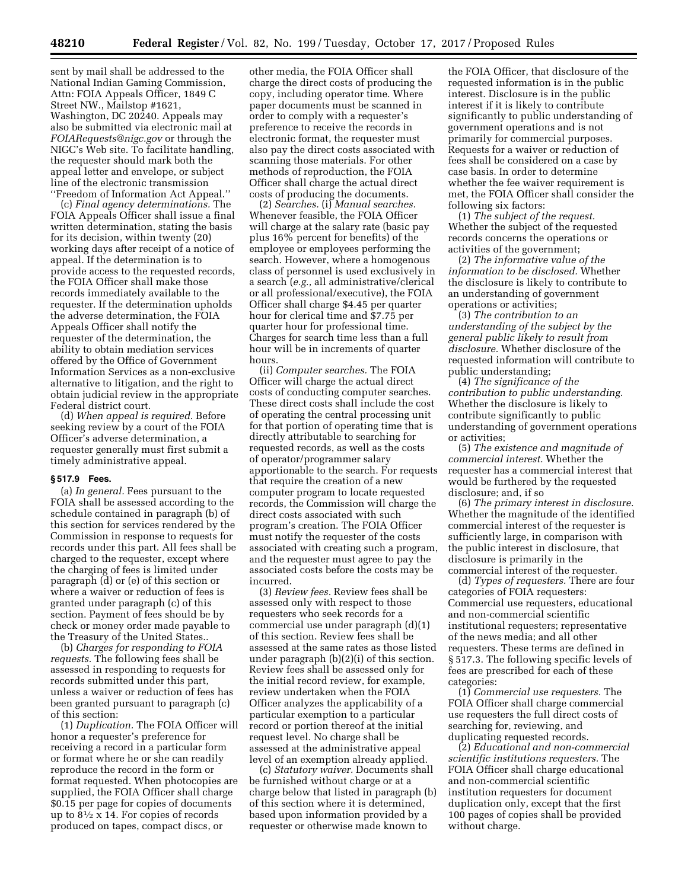sent by mail shall be addressed to the National Indian Gaming Commission, Attn: FOIA Appeals Officer, 1849 C Street NW., Mailstop #1621, Washington, DC 20240. Appeals may also be submitted via electronic mail at *FOIARequests@nigc.gov* or through the NIGC's Web site. To facilitate handling, the requester should mark both the appeal letter and envelope, or subject line of the electronic transmission ''Freedom of Information Act Appeal.''

(c) *Final agency determinations.* The FOIA Appeals Officer shall issue a final written determination, stating the basis for its decision, within twenty (20) working days after receipt of a notice of appeal. If the determination is to provide access to the requested records, the FOIA Officer shall make those records immediately available to the requester. If the determination upholds the adverse determination, the FOIA Appeals Officer shall notify the requester of the determination, the ability to obtain mediation services offered by the Office of Government Information Services as a non-exclusive alternative to litigation, and the right to obtain judicial review in the appropriate Federal district court.

(d) *When appeal is required.* Before seeking review by a court of the FOIA Officer's adverse determination, a requester generally must first submit a timely administrative appeal.

**§ 517.9 Fees.**

(a) *In general.* Fees pursuant to the FOIA shall be assessed according to the schedule contained in paragraph (b) of this section for services rendered by the Commission in response to requests for records under this part. All fees shall be charged to the requester, except where the charging of fees is limited under paragraph (d) or (e) of this section or where a waiver or reduction of fees is granted under paragraph (c) of this section. Payment of fees should be by check or money order made payable to the Treasury of the United States..

(b) *Charges for responding to FOIA requests.* The following fees shall be assessed in responding to requests for records submitted under this part, unless a waiver or reduction of fees has been granted pursuant to paragraph (c) of this section:

(1) *Duplication.* The FOIA Officer will honor a requester's preference for receiving a record in a particular form or format where he or she can readily reproduce the record in the form or format requested. When photocopies are supplied, the FOIA Officer shall charge $0.15 per page for copies of documents up to 8½ x 14. For copies of records produced on tapes, compact discs, or other media, the FOIA Officer shall charge the direct costs of producing the copy, including operator time. Where paper documents must be scanned in order to comply with a requester's preference to receive the records in electronic format, the requester must also pay the direct costs associated with scanning those materials. For other methods of reproduction, the FOIA Officer shall charge the actual direct costs of producing the documents.

(2) *Searches.* (i) *Manual searches.* Whenever feasible, the FOIA Officer will charge at the salary rate (basic pay plus 16% percent for benefits) of the employee or employees performing the search. However, where a homogenous class of personnel is used exclusively in a search (*e.g.,* all administrative/clerical or all professional/executive), the FOIA Officer shall charge $4.45 per quarter hour for clerical time and $7.75 per quarter hour for professional time. Charges for search time less than a full hour will be in increments of quarter hours.

(ii) *Computer searches.* The FOIA Officer will charge the actual direct costs of conducting computer searches. These direct costs shall include the cost of operating the central processing unit for that portion of operating time that is directly attributable to searching for requested records, as well as the costs of operator/programmer salary apportionable to the search. For requests that require the creation of a new computer program to locate requested records, the Commission will charge the direct costs associated with such program's creation. The FOIA Officer must notify the requester of the costs associated with creating such a program, and the requester must agree to pay the associated costs before the costs may be incurred.

(3) *Review fees.* Review fees shall be assessed only with respect to those requesters who seek records for a commercial use under paragraph (d)(1) of this section. Review fees shall be assessed at the same rates as those listed under paragraph (b)(2)(i) of this section. Review fees shall be assessed only for the initial record review, for example, review undertaken when the FOIA Officer analyzes the applicability of a particular exemption to a particular record or portion thereof at the initial request level. No charge shall be assessed at the administrative appeal level of an exemption already applied.

(c) *Statutory waiver.* Documents shall be furnished without charge or at a charge below that listed in paragraph (b) of this section where it is determined, based upon information provided by a requester or otherwise made known to the FOIA Officer, that disclosure of the requested information is in the public interest. Disclosure is in the public interest if it is likely to contribute significantly to public understanding of government operations and is not primarily for commercial purposes. Requests for a waiver or reduction of fees shall be considered on a case by case basis. In order to determine whether the fee waiver requirement is met, the FOIA Officer shall consider the following six factors:

(1) *The subject of the request.* Whether the subject of the requested records concerns the operations or activities of the government;

(2) *The informative value of the information to be disclosed.* Whether the disclosure is likely to contribute to an understanding of government operations or activities;

(3) *The contribution to an understanding of the subject by the general public likely to result from disclosure.* Whether disclosure of the requested information will contribute to public understanding;

(4) *The significance of the contribution to public understanding.* Whether the disclosure is likely to contribute significantly to public understanding of government operations or activities;

(5) *The existence and magnitude of commercial interest.* Whether the requester has a commercial interest that would be furthered by the requested disclosure; and, if so

(6) *The primary interest in disclosure.* Whether the magnitude of the identified commercial interest of the requester is sufficiently large, in comparison with the public interest in disclosure, that disclosure is primarily in the commercial interest of the requester.

(d) *Types of requesters.* There are four categories of FOIA requesters: Commercial use requesters, educational and non-commercial scientific institutional requesters; representative of the news media; and all other requesters. These terms are defined in § 517.3. The following specific levels of fees are prescribed for each of these categories:

(1) *Commercial use requesters.* The FOIA Officer shall charge commercial use requesters the full direct costs of searching for, reviewing, and duplicating requested records.

(2) *Educational and non-commercial scientific institutions requesters.* The FOIA Officer shall charge educational and non-commercial scientific institution requesters for document duplication only, except that the first 100 pages of copies shall be provided without charge.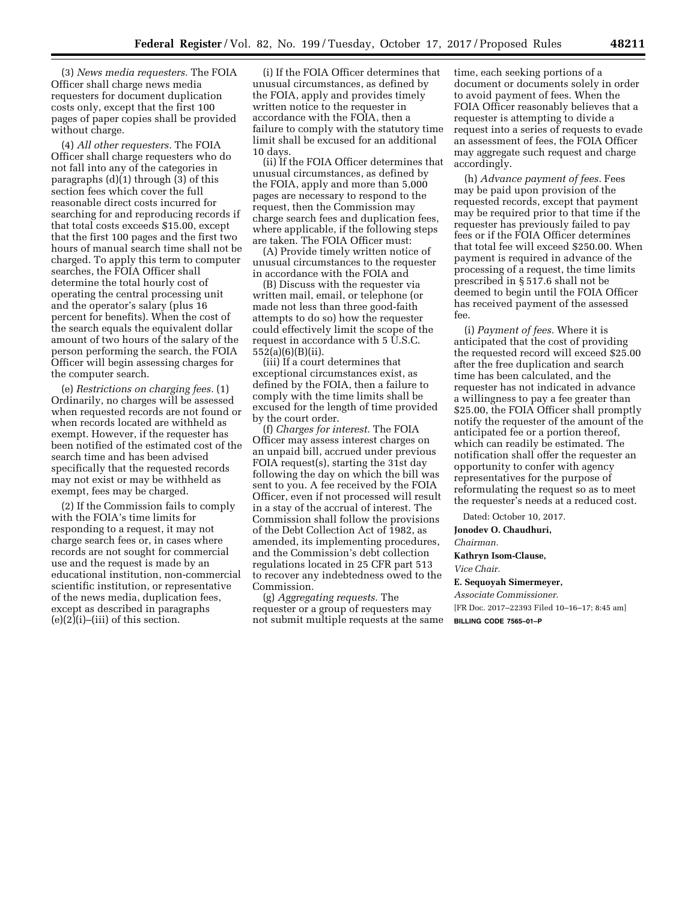(3) *News media requesters.* The FOIA Officer shall charge news media requesters for document duplication costs only, except that the first 100 pages of paper copies shall be provided without charge.

(4) *All other requesters.* The FOIA Officer shall charge requesters who do not fall into any of the categories in paragraphs (d)(1) through (3) of this section fees which cover the full reasonable direct costs incurred for searching for and reproducing records if that total costs exceeds $15.00, except that the first 100 pages and the first two hours of manual search time shall not be charged. To apply this term to computer searches, the FOIA Officer shall determine the total hourly cost of operating the central processing unit and the operator's salary (plus 16 percent for benefits). When the cost of the search equals the equivalent dollar amount of two hours of the salary of the person performing the search, the FOIA Officer will begin assessing charges for the computer search.

(e) *Restrictions on charging fees.* (1) Ordinarily, no charges will be assessed when requested records are not found or when records located are withheld as exempt. However, if the requester has been notified of the estimated cost of the search time and has been advised specifically that the requested records may not exist or may be withheld as exempt, fees may be charged.

(2) If the Commission fails to comply with the FOIA's time limits for responding to a request, it may not charge search fees or, in cases where records are not sought for commercial use and the request is made by an educational institution, non-commercial scientific institution, or representative of the news media, duplication fees, except as described in paragraphs (e)(2)(i)–(iii) of this section.

(i) If the FOIA Officer determines that unusual circumstances, as defined by the FOIA, apply and provides timely written notice to the requester in accordance with the FOIA, then a failure to comply with the statutory time limit shall be excused for an additional 10 days.

(ii) If the FOIA Officer determines that unusual circumstances, as defined by the FOIA, apply and more than 5,000 pages are necessary to respond to the request, then the Commission may charge search fees and duplication fees, where applicable, if the following steps are taken. The FOIA Officer must:

(A) Provide timely written notice of unusual circumstances to the requester in accordance with the FOIA and

(B) Discuss with the requester via written mail, email, or telephone (or made not less than three good-faith attempts to do so) how the requester could effectively limit the scope of the request in accordance with 5 U.S.C. 552(a)(6)(B)(ii).

(iii) If a court determines that exceptional circumstances exist, as defined by the FOIA, then a failure to comply with the time limits shall be excused for the length of time provided by the court order.

(f) *Charges for interest.* The FOIA Officer may assess interest charges on an unpaid bill, accrued under previous FOIA request(s), starting the 31st day following the day on which the bill was sent to you. A fee received by the FOIA Officer, even if not processed will result in a stay of the accrual of interest. The Commission shall follow the provisions of the Debt Collection Act of 1982, as amended, its implementing procedures, and the Commission's debt collection regulations located in 25 CFR part 513 to recover any indebtedness owed to the Commission.

(g) *Aggregating requests.* The requester or a group of requesters may not submit multiple requests at the same time, each seeking portions of a document or documents solely in order to avoid payment of fees. When the FOIA Officer reasonably believes that a requester is attempting to divide a request into a series of requests to evade an assessment of fees, the FOIA Officer may aggregate such request and charge accordingly.

(h) *Advance payment of fees.* Fees may be paid upon provision of the requested records, except that payment may be required prior to that time if the requester has previously failed to pay fees or if the FOIA Officer determines that total fee will exceed $250.00. When payment is required in advance of the processing of a request, the time limits prescribed in § 517.6 shall not be deemed to begin until the FOIA Officer has received payment of the assessed fee.

(i) *Payment of fees.* Where it is anticipated that the cost of providing the requested record will exceed $25.00 after the free duplication and search time has been calculated, and the requester has not indicated in advance a willingness to pay a fee greater than $25.00, the FOIA Officer shall promptly notify the requester of the amount of the anticipated fee or a portion thereof, which can readily be estimated. The notification shall offer the requester an opportunity to confer with agency representatives for the purpose of reformulating the request so as to meet the requester's needs at a reduced cost.

Dated: October 10, 2017.

**Jonodev O. Chaudhuri,**

*Chairman.*

**Kathryn Isom-Clause,**

*Vice Chair.*

**E. Sequoyah Simermeyer,**

*Associate Commissioner.*

[FR Doc. 2017–22393 Filed 10–16–17; 8:45 am]

**BILLING CODE 7565–01–P**